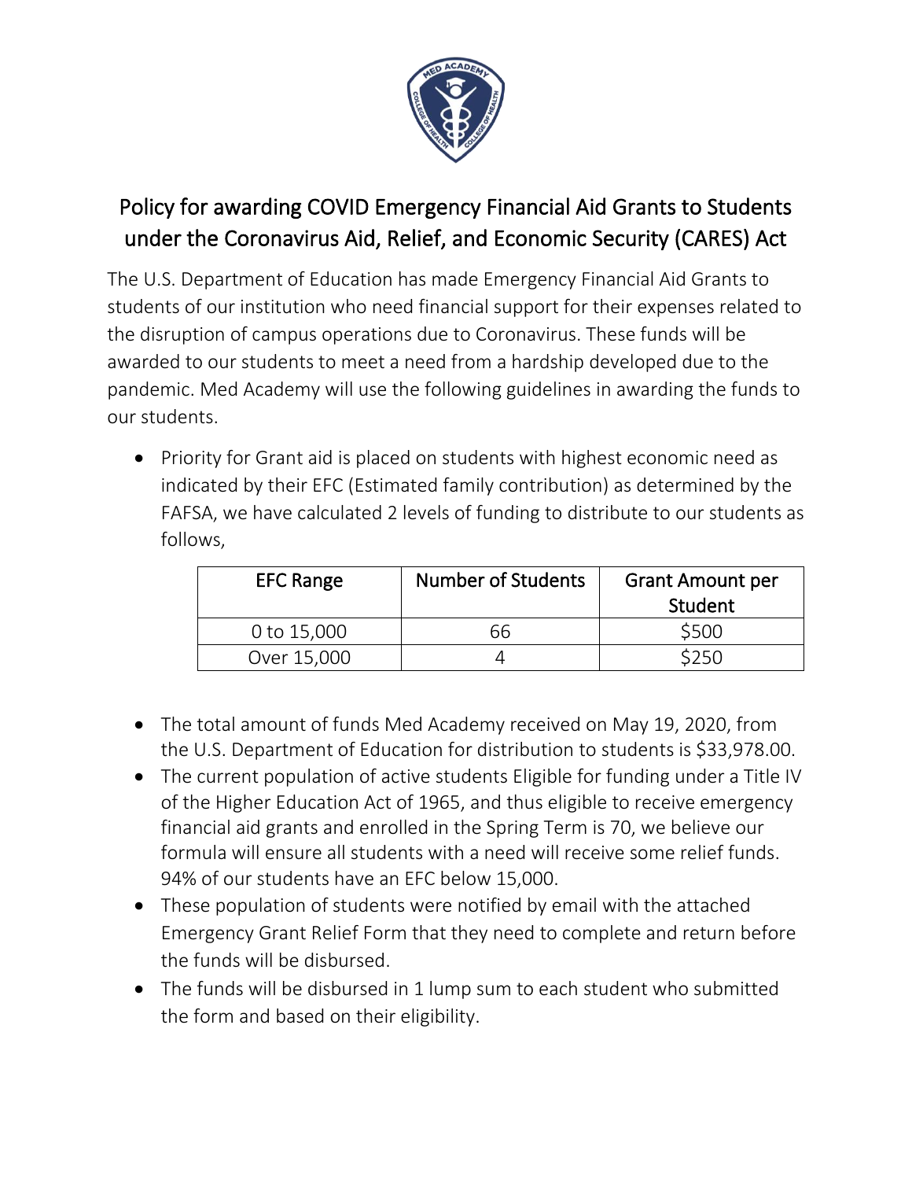# Policy for awarding COVID Emergency Financial Aid Grants to Students under the Coronavirus Aid, Relief, and Economic Security (CARES) Act

The U.S. Department of Education has made Emergency Financial Aid Grants to students of our institution who need financial support for their expenses related to the disruption of campus operations due to Coronavirus. These funds will be awarded to our students to meet a need from a hardship developed due to the pandemic. Med Academy will use the following guidelines in awarding the funds to our students.

- Priority for Grant aid is placed on students with highest economic need as indicated by their EFC (Estimated family contribution) as determined by the FAFSA, we have calculated 2 levels of funding to distribute to our students as follows,

| EFC Range | Number of Students | Grant Amount per Student |
| --- | --- | --- |
| 0 to 15,000 | 66 | $500 |
| Over 15,000 | 4 | $250 |

- The total amount of funds Med Academy received on May 19, 2020, from the U.S. Department of Education for distribution to students is $33,978.00.
- The current population of active students Eligible for funding under a Title IV of the Higher Education Act of 1965, and thus eligible to receive emergency financial aid grants and enrolled in the Spring Term is 70, we believe our formula will ensure all students with a need will receive some relief funds. 94% of our students have an EFC below 15,000.
- These population of students were notified by email with the attached Emergency Grant Relief Form that they need to complete and return before the funds will be disbursed.
- The funds will be disbursed in 1 lump sum to each student who submitted the form and based on their eligibility.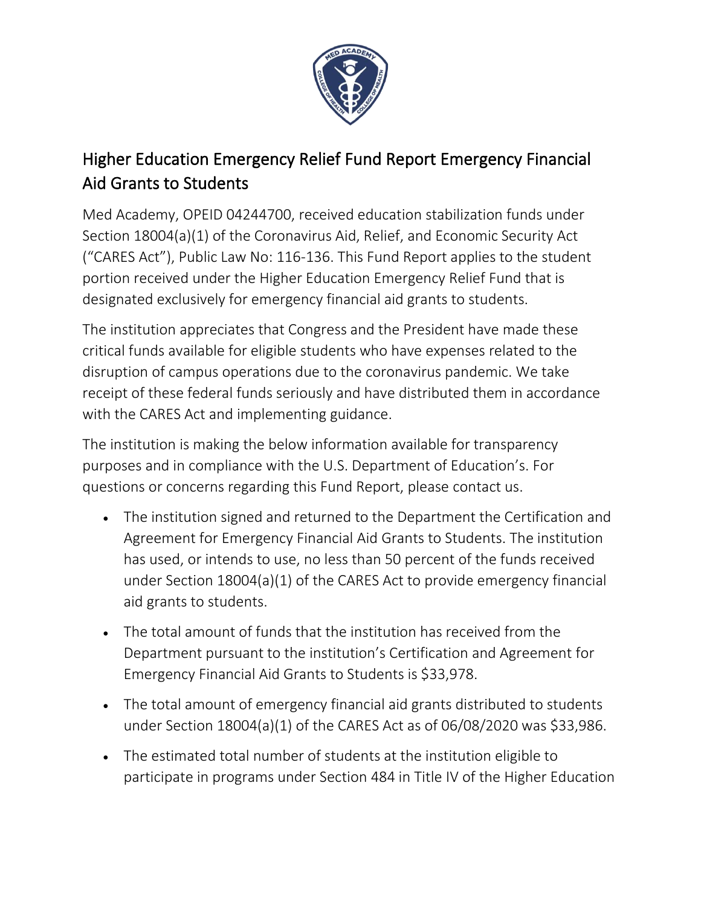# Higher Education Emergency Relief Fund Report Emergency Financial Aid Grants to Students

Med Academy, OPEID 04244700, received education stabilization funds under Section 18004(a)(1) of the Coronavirus Aid, Relief, and Economic Security Act ("CARES Act"), Public Law No: 116-136. This Fund Report applies to the student portion received under the Higher Education Emergency Relief Fund that is designated exclusively for emergency financial aid grants to students.

The institution appreciates that Congress and the President have made these critical funds available for eligible students who have expenses related to the disruption of campus operations due to the coronavirus pandemic. We take receipt of these federal funds seriously and have distributed them in accordance with the CARES Act and implementing guidance.

The institution is making the below information available for transparency purposes and in compliance with the U.S. Department of Education's. For questions or concerns regarding this Fund Report, please contact us.

- The institution signed and returned to the Department the Certification and Agreement for Emergency Financial Aid Grants to Students. The institution has used, or intends to use, no less than 50 percent of the funds received under Section 18004(a)(1) of the CARES Act to provide emergency financial aid grants to students.
- The total amount of funds that the institution has received from the Department pursuant to the institution's Certification and Agreement for Emergency Financial Aid Grants to Students is $33,978.
- The total amount of emergency financial aid grants distributed to students under Section 18004(a)(1) of the CARES Act as of 06/08/2020 was $33,986.
- The estimated total number of students at the institution eligible to participate in programs under Section 484 in Title IV of the Higher Education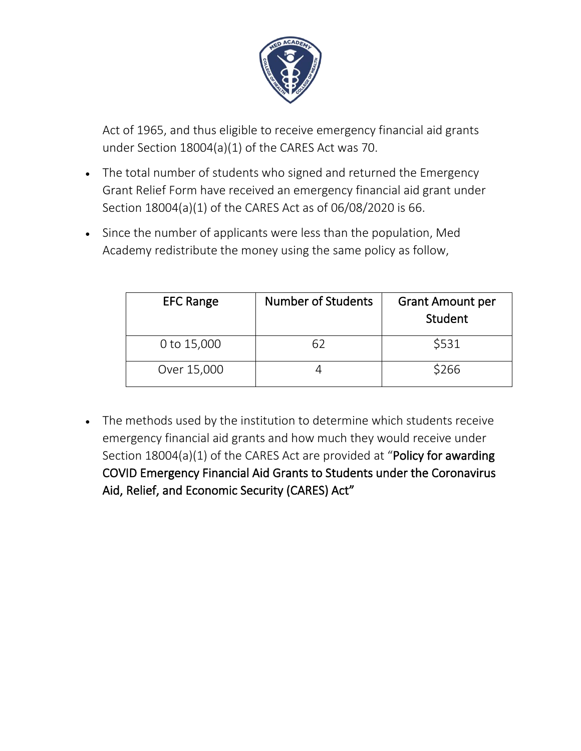Act of 1965, and thus eligible to receive emergency financial aid grants under Section 18004(a)(1) of the CARES Act was 70.

- The total number of students who signed and returned the Emergency Grant Relief Form have received an emergency financial aid grant under Section 18004(a)(1) of the CARES Act as of 06/08/2020 is 66.
- Since the number of applicants were less than the population, Med Academy redistribute the money using the same policy as follow,

| EFC Range | Number of Students | Grant Amount per Student |
|---|---|---|
| 0 to 15,000 | 62 | $531 |
| Over 15,000 | 4 | $266 |

- The methods used by the institution to determine which students receive emergency financial aid grants and how much they would receive under Section 18004(a)(1) of the CARES Act are provided at "**Policy for awarding COVID Emergency Financial Aid Grants to Students under the Coronavirus Aid, Relief, and Economic Security (CARES) Act"**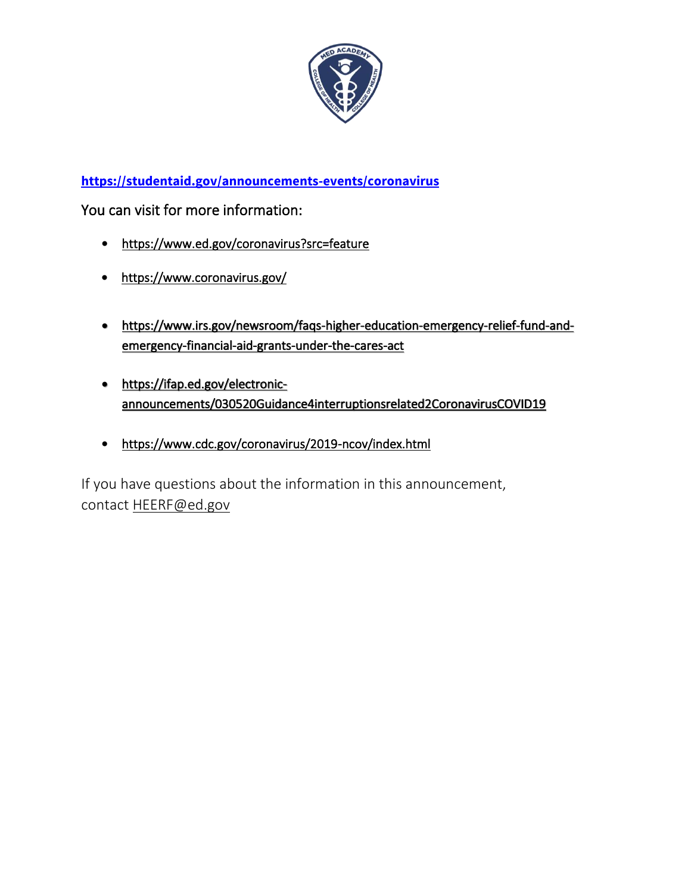**https://studentaid.gov/announcements-events/coronavirus**

You can visit for more information:

- https://www.ed.gov/coronavirus?src=feature
- https://www.coronavirus.gov/
- https://www.irs.gov/newsroom/faqs-higher-education-emergency-relief-fund-and-emergency-financial-aid-grants-under-the-cares-act
- https://ifap.ed.gov/electronic-announcements/030520Guidance4interruptionsrelated2CoronavirusCOVID19
- https://www.cdc.gov/coronavirus/2019-ncov/index.html

If you have questions about the information in this announcement, contact HEERF@ed.gov